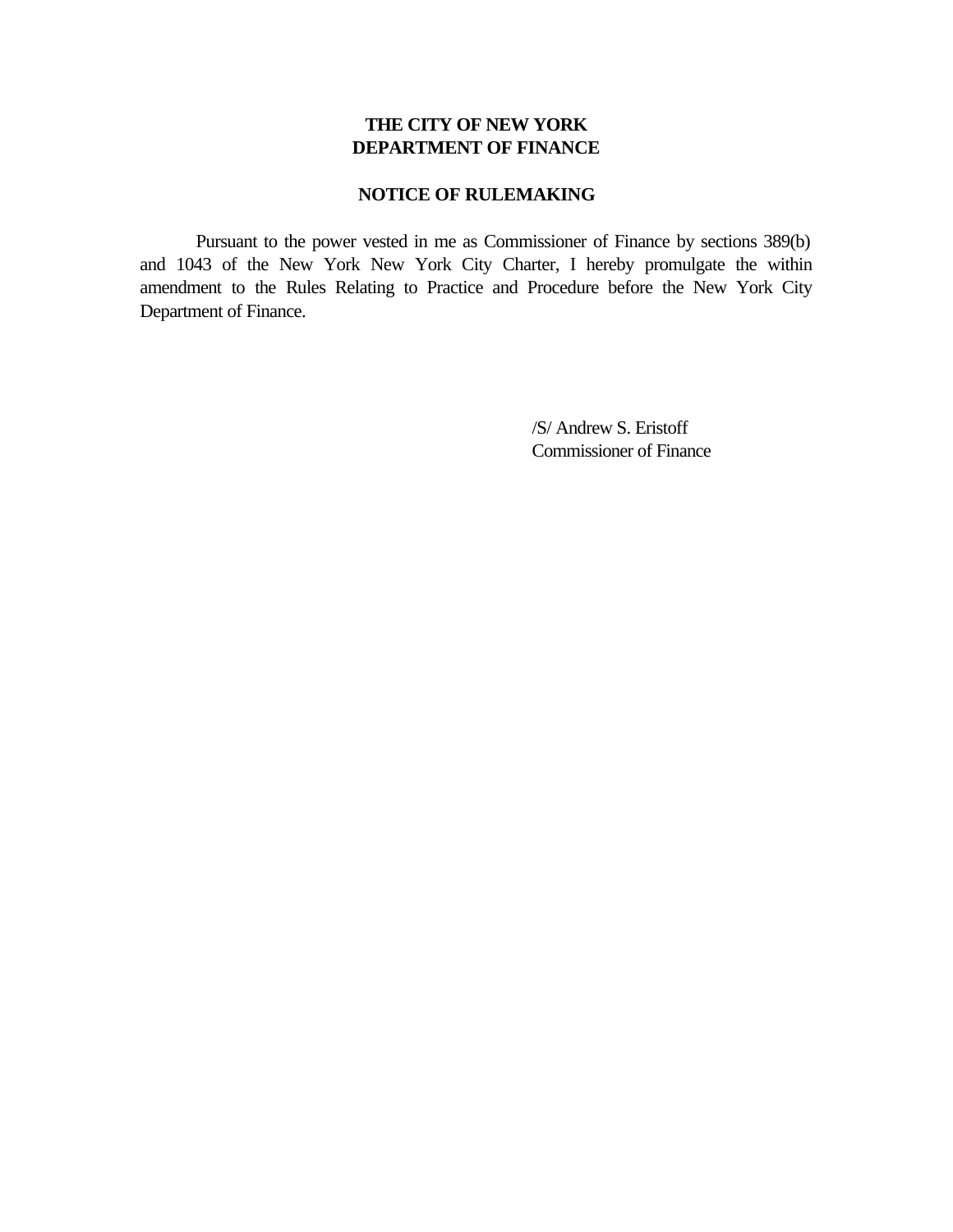**THE CITY OF NEW YORK**
**DEPARTMENT OF FINANCE**

**NOTICE OF RULEMAKING**

Pursuant to the power vested in me as Commissioner of Finance by sections 389(b) and 1043 of the New York New York City Charter, I hereby promulgate the within amendment to the Rules Relating to Practice and Procedure before the New York City Department of Finance.

/S/ Andrew S. Eristoff
Commissioner of Finance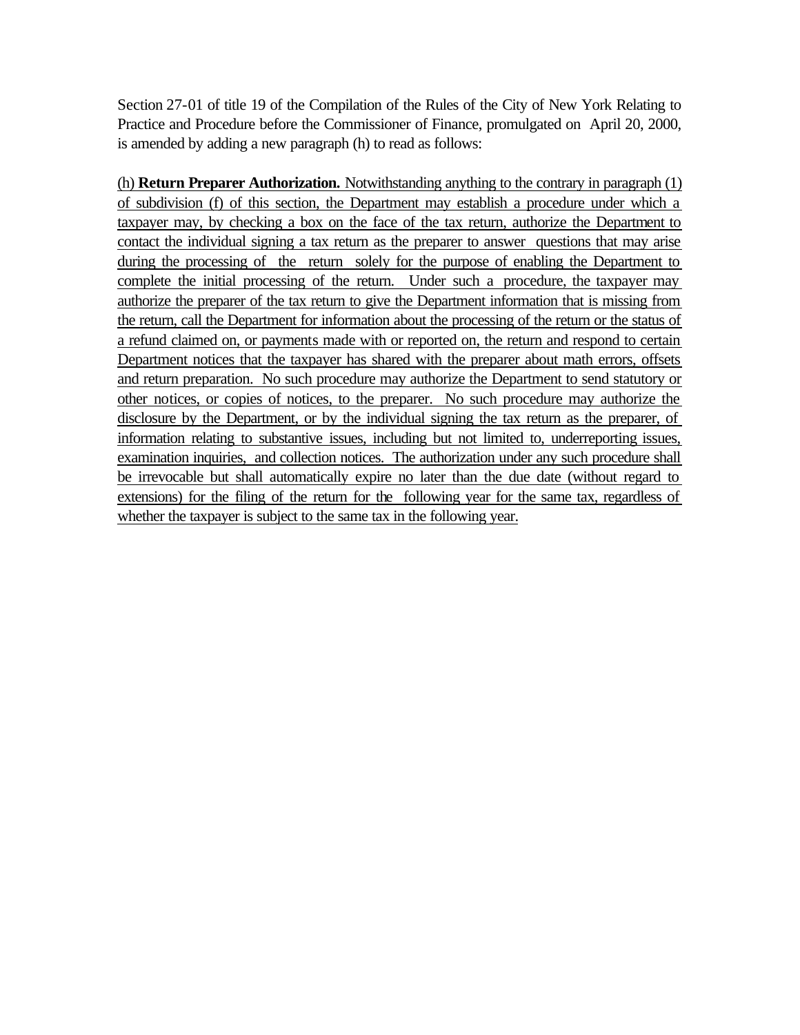Section 27-01 of title 19 of the Compilation of the Rules of the City of New York Relating to Practice and Procedure before the Commissioner of Finance, promulgated on April 20, 2000, is amended by adding a new paragraph (h) to read as follows:

(h) **Return Preparer Authorization.** Notwithstanding anything to the contrary in paragraph (1) of subdivision (f) of this section, the Department may establish a procedure under which a taxpayer may, by checking a box on the face of the tax return, authorize the Department to contact the individual signing a tax return as the preparer to answer questions that may arise during the processing of the return solely for the purpose of enabling the Department to complete the initial processing of the return. Under such a procedure, the taxpayer may authorize the preparer of the tax return to give the Department information that is missing from the return, call the Department for information about the processing of the return or the status of a refund claimed on, or payments made with or reported on, the return and respond to certain Department notices that the taxpayer has shared with the preparer about math errors, offsets and return preparation. No such procedure may authorize the Department to send statutory or other notices, or copies of notices, to the preparer. No such procedure may authorize the disclosure by the Department, or by the individual signing the tax return as the preparer, of information relating to substantive issues, including but not limited to, underreporting issues, examination inquiries, and collection notices. The authorization under any such procedure shall be irrevocable but shall automatically expire no later than the due date (without regard to extensions) for the filing of the return for the following year for the same tax, regardless of whether the taxpayer is subject to the same tax in the following year.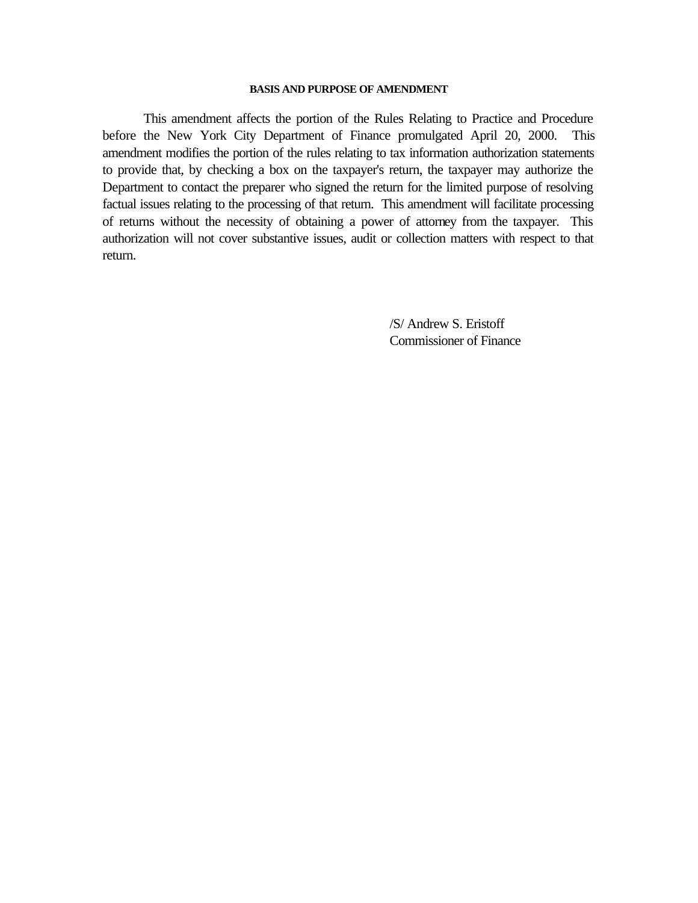## BASIS AND PURPOSE OF AMENDMENT

This amendment affects the portion of the Rules Relating to Practice and Procedure before the New York City Department of Finance promulgated April 20, 2000. This amendment modifies the portion of the rules relating to tax information authorization statements to provide that, by checking a box on the taxpayer's return, the taxpayer may authorize the Department to contact the preparer who signed the return for the limited purpose of resolving factual issues relating to the processing of that return. This amendment will facilitate processing of returns without the necessity of obtaining a power of attorney from the taxpayer. This authorization will not cover substantive issues, audit or collection matters with respect to that return.

/S/ Andrew S. Eristoff
Commissioner of Finance